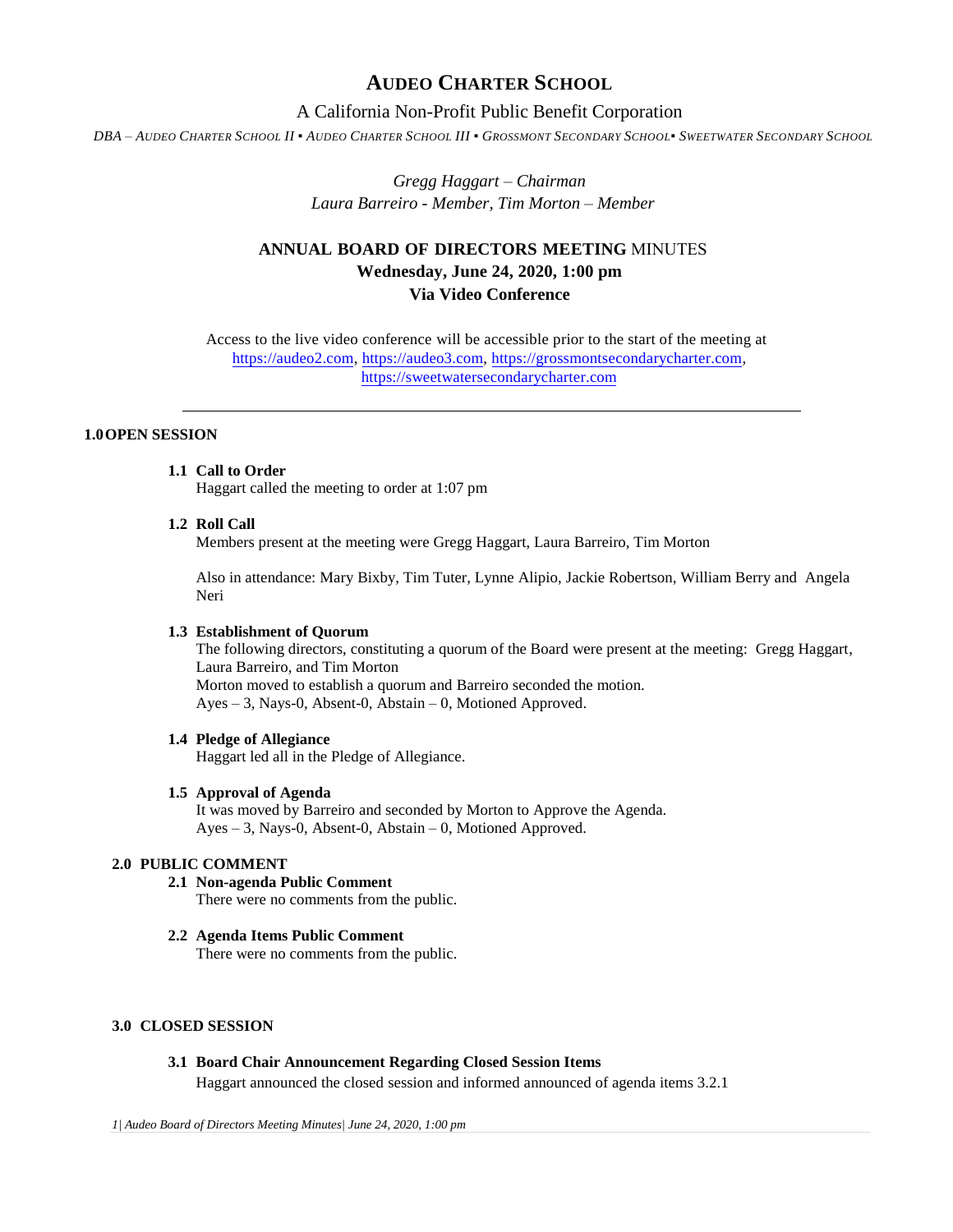# AUDEO CHARTER SCHOOL

A California Non-Profit Public Benefit Corporation

*DBA – AUDEO CHARTER SCHOOL II ▪ AUDEO CHARTER SCHOOL III ▪ GROSSMONT SECONDARY SCHOOL▪ SWEETWATER SECONDARY SCHOOL*

*Gregg Haggart – Chairman*
*Laura Barreiro - Member, Tim Morton – Member*

## ANNUAL BOARD OF DIRECTORS MEETING MINUTES
**Wednesday, June 24, 2020, 1:00 pm**
**Via Video Conference**

Access to the live video conference will be accessible prior to the start of the meeting at https://audeo2.com, https://audeo3.com, https://grossmontsecondarycharter.com, https://sweetwatersecondarycharter.com

---

### 1.0 OPEN SESSION

**1.1 Call to Order**
Haggart called the meeting to order at 1:07 pm

**1.2 Roll Call**
Members present at the meeting were Gregg Haggart, Laura Barreiro, Tim Morton

Also in attendance: Mary Bixby, Tim Tuter, Lynne Alipio, Jackie Robertson, William Berry and Angela Neri

**1.3 Establishment of Quorum**
The following directors, constituting a quorum of the Board were present at the meeting: Gregg Haggart, Laura Barreiro, and Tim Morton
Morton moved to establish a quorum and Barreiro seconded the motion.
Ayes – 3, Nays-0, Absent-0, Abstain – 0, Motioned Approved.

**1.4 Pledge of Allegiance**
Haggart led all in the Pledge of Allegiance.

**1.5 Approval of Agenda**
It was moved by Barreiro and seconded by Morton to Approve the Agenda.
Ayes – 3, Nays-0, Absent-0, Abstain – 0, Motioned Approved.

### 2.0 PUBLIC COMMENT

**2.1 Non-agenda Public Comment**
There were no comments from the public.

**2.2 Agenda Items Public Comment**
There were no comments from the public.

### 3.0 CLOSED SESSION

**3.1 Board Chair Announcement Regarding Closed Session Items**
Haggart announced the closed session and informed announced of agenda items 3.2.1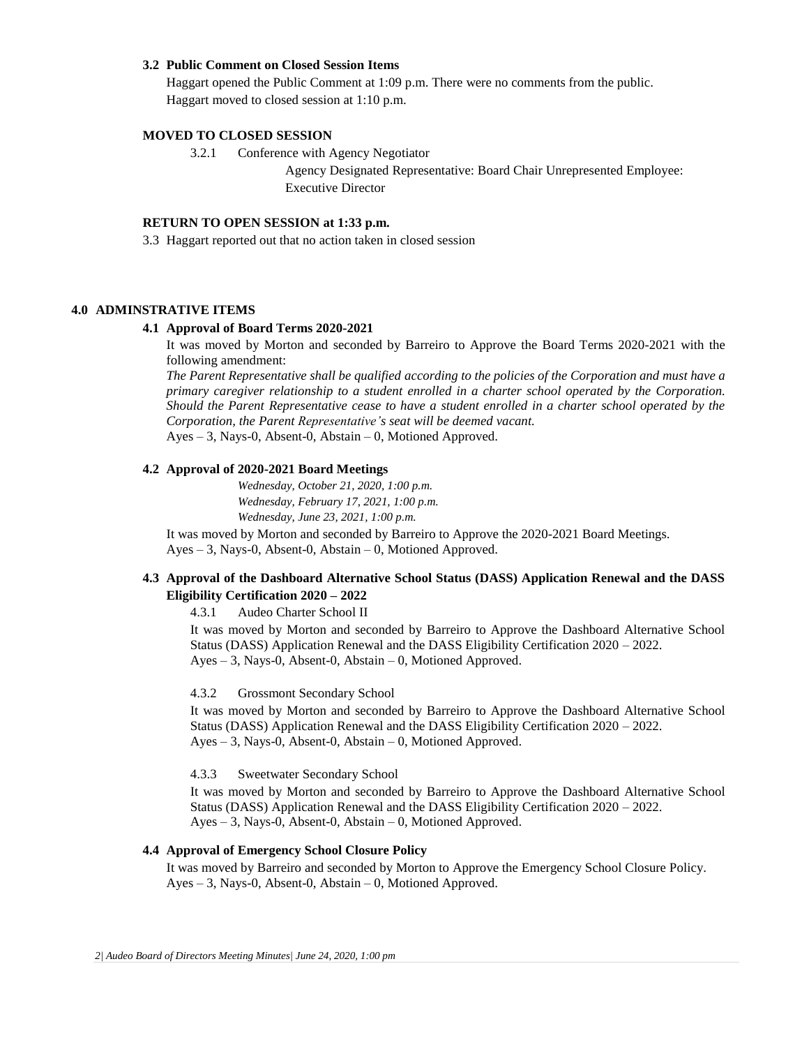**3.2 Public Comment on Closed Session Items**

Haggart opened the Public Comment at 1:09 p.m. There were no comments from the public.
Haggart moved to closed session at 1:10 p.m.

**MOVED TO CLOSED SESSION**

3.2.1 Conference with Agency Negotiator

Agency Designated Representative: Board Chair Unrepresented Employee: Executive Director

**RETURN TO OPEN SESSION at 1:33 p.m.**

3.3 Haggart reported out that no action taken in closed session

## 4.0 ADMINSTRATIVE ITEMS

**4.1 Approval of Board Terms 2020-2021**

It was moved by Morton and seconded by Barreiro to Approve the Board Terms 2020-2021 with the following amendment:

*The Parent Representative shall be qualified according to the policies of the Corporation and must have a primary caregiver relationship to a student enrolled in a charter school operated by the Corporation. Should the Parent Representative cease to have a student enrolled in a charter school operated by the Corporation, the Parent Representative's seat will be deemed vacant.*

Ayes – 3, Nays-0, Absent-0, Abstain – 0, Motioned Approved.

**4.2 Approval of 2020-2021 Board Meetings**

*Wednesday, October 21, 2020, 1:00 p.m.*
*Wednesday, February 17, 2021, 1:00 p.m.*
*Wednesday, June 23, 2021, 1:00 p.m.*

It was moved by Morton and seconded by Barreiro to Approve the 2020-2021 Board Meetings.
Ayes – 3, Nays-0, Absent-0, Abstain – 0, Motioned Approved.

**4.3 Approval of the Dashboard Alternative School Status (DASS) Application Renewal and the DASS Eligibility Certification 2020 – 2022**

4.3.1 Audeo Charter School II

It was moved by Morton and seconded by Barreiro to Approve the Dashboard Alternative School Status (DASS) Application Renewal and the DASS Eligibility Certification 2020 – 2022.
Ayes – 3, Nays-0, Absent-0, Abstain – 0, Motioned Approved.

4.3.2 Grossmont Secondary School

It was moved by Morton and seconded by Barreiro to Approve the Dashboard Alternative School Status (DASS) Application Renewal and the DASS Eligibility Certification 2020 – 2022.
Ayes – 3, Nays-0, Absent-0, Abstain – 0, Motioned Approved.

4.3.3 Sweetwater Secondary School

It was moved by Morton and seconded by Barreiro to Approve the Dashboard Alternative School Status (DASS) Application Renewal and the DASS Eligibility Certification 2020 – 2022.
Ayes – 3, Nays-0, Absent-0, Abstain – 0, Motioned Approved.

**4.4 Approval of Emergency School Closure Policy**

It was moved by Barreiro and seconded by Morton to Approve the Emergency School Closure Policy.
Ayes – 3, Nays-0, Absent-0, Abstain – 0, Motioned Approved.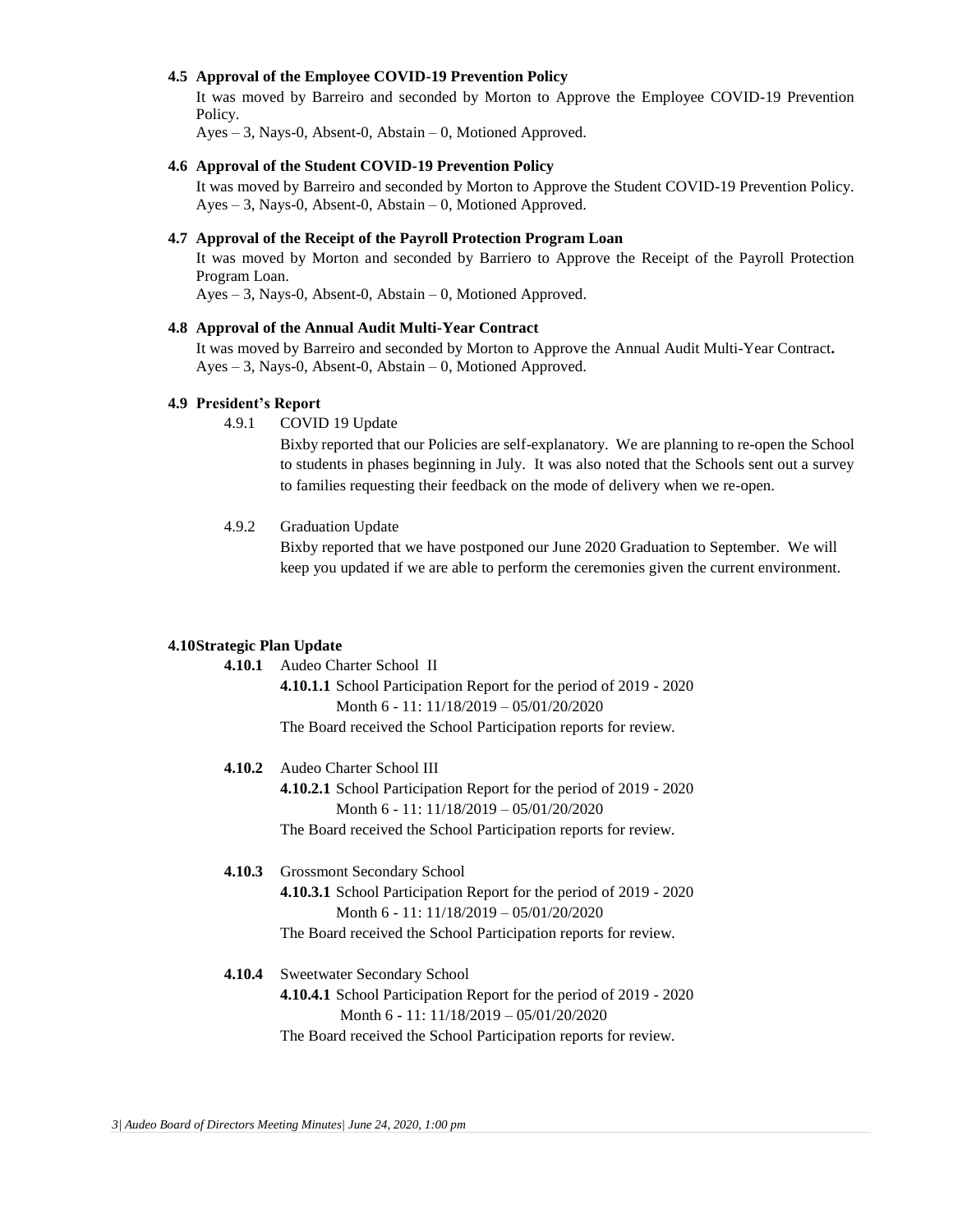**4.5 Approval of the Employee COVID-19 Prevention Policy**

It was moved by Barreiro and seconded by Morton to Approve the Employee COVID-19 Prevention Policy.
Ayes – 3, Nays-0, Absent-0, Abstain – 0, Motioned Approved.

**4.6 Approval of the Student COVID-19 Prevention Policy**

It was moved by Barreiro and seconded by Morton to Approve the Student COVID-19 Prevention Policy.
Ayes – 3, Nays-0, Absent-0, Abstain – 0, Motioned Approved.

**4.7 Approval of the Receipt of the Payroll Protection Program Loan**

It was moved by Morton and seconded by Barriero to Approve the Receipt of the Payroll Protection Program Loan.
Ayes – 3, Nays-0, Absent-0, Abstain – 0, Motioned Approved.

**4.8 Approval of the Annual Audit Multi-Year Contract**

It was moved by Barreiro and seconded by Morton to Approve the Annual Audit Multi-Year Contract**.**
Ayes – 3, Nays-0, Absent-0, Abstain – 0, Motioned Approved.

**4.9 President's Report**

4.9.1 COVID 19 Update

Bixby reported that our Policies are self-explanatory. We are planning to re-open the School to students in phases beginning in July. It was also noted that the Schools sent out a survey to families requesting their feedback on the mode of delivery when we re-open.

4.9.2 Graduation Update

Bixby reported that we have postponed our June 2020 Graduation to September. We will keep you updated if we are able to perform the ceremonies given the current environment.

**4.10 Strategic Plan Update**

**4.10.1** Audeo Charter School II

**4.10.1.1** School Participation Report for the period of 2019 - 2020
Month 6 - 11: 11/18/2019 – 05/01/20/2020

The Board received the School Participation reports for review.

**4.10.2** Audeo Charter School III

**4.10.2.1** School Participation Report for the period of 2019 - 2020
Month 6 - 11: 11/18/2019 – 05/01/20/2020

The Board received the School Participation reports for review.

**4.10.3** Grossmont Secondary School

**4.10.3.1** School Participation Report for the period of 2019 - 2020
Month 6 - 11: 11/18/2019 – 05/01/20/2020

The Board received the School Participation reports for review.

**4.10.4** Sweetwater Secondary School

**4.10.4.1** School Participation Report for the period of 2019 - 2020
Month 6 - 11: 11/18/2019 – 05/01/20/2020

The Board received the School Participation reports for review.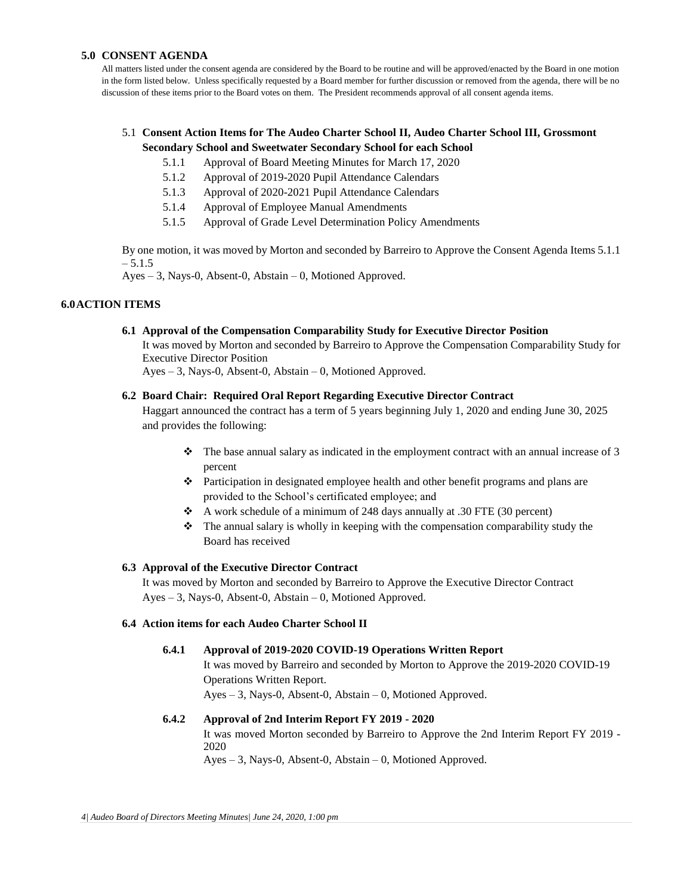### 5.0 CONSENT AGENDA

All matters listed under the consent agenda are considered by the Board to be routine and will be approved/enacted by the Board in one motion in the form listed below. Unless specifically requested by a Board member for further discussion or removed from the agenda, there will be no discussion of these items prior to the Board votes on them. The President recommends approval of all consent agenda items.

5.1 **Consent Action Items for The Audeo Charter School II, Audeo Charter School III, Grossmont Secondary School and Sweetwater Secondary School for each School**

- 5.1.1 Approval of Board Meeting Minutes for March 17, 2020
- 5.1.2 Approval of 2019-2020 Pupil Attendance Calendars
- 5.1.3 Approval of 2020-2021 Pupil Attendance Calendars
- 5.1.4 Approval of Employee Manual Amendments
- 5.1.5 Approval of Grade Level Determination Policy Amendments

By one motion, it was moved by Morton and seconded by Barreiro to Approve the Consent Agenda Items 5.1.1 – 5.1.5
Ayes – 3, Nays-0, Absent-0, Abstain – 0, Motioned Approved.

### 6.0 ACTION ITEMS

**6.1 Approval of the Compensation Comparability Study for Executive Director Position**

It was moved by Morton and seconded by Barreiro to Approve the Compensation Comparability Study for Executive Director Position
Ayes – 3, Nays-0, Absent-0, Abstain – 0, Motioned Approved.

**6.2 Board Chair: Required Oral Report Regarding Executive Director Contract**

Haggart announced the contract has a term of 5 years beginning July 1, 2020 and ending June 30, 2025 and provides the following:

- ❖ The base annual salary as indicated in the employment contract with an annual increase of 3 percent
- ❖ Participation in designated employee health and other benefit programs and plans are provided to the School's certificated employee; and
- ❖ A work schedule of a minimum of 248 days annually at .30 FTE (30 percent)
- ❖ The annual salary is wholly in keeping with the compensation comparability study the Board has received

**6.3 Approval of the Executive Director Contract**

It was moved by Morton and seconded by Barreiro to Approve the Executive Director Contract
Ayes – 3, Nays-0, Absent-0, Abstain – 0, Motioned Approved.

**6.4 Action items for each Audeo Charter School II**

**6.4.1 Approval of 2019-2020 COVID-19 Operations Written Report**

It was moved by Barreiro and seconded by Morton to Approve the 2019-2020 COVID-19 Operations Written Report.
Ayes – 3, Nays-0, Absent-0, Abstain – 0, Motioned Approved.

**6.4.2 Approval of 2nd Interim Report FY 2019 - 2020**

It was moved Morton seconded by Barreiro to Approve the 2nd Interim Report FY 2019 - 2020
Ayes – 3, Nays-0, Absent-0, Abstain – 0, Motioned Approved.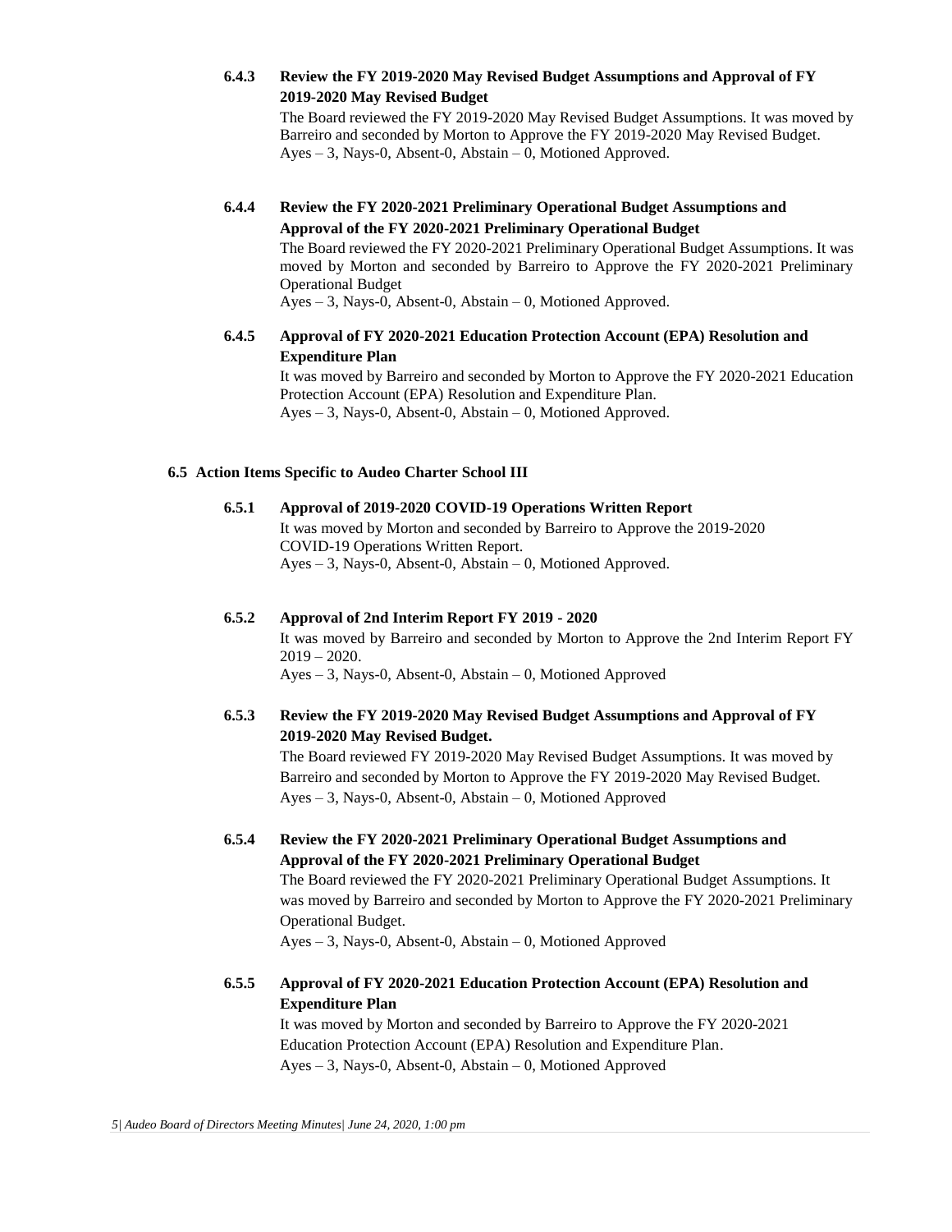**6.4.3 Review the FY 2019-2020 May Revised Budget Assumptions and Approval of FY 2019-2020 May Revised Budget**

The Board reviewed the FY 2019-2020 May Revised Budget Assumptions. It was moved by Barreiro and seconded by Morton to Approve the FY 2019-2020 May Revised Budget.
Ayes – 3, Nays-0, Absent-0, Abstain – 0, Motioned Approved.

**6.4.4 Review the FY 2020-2021 Preliminary Operational Budget Assumptions and Approval of the FY 2020-2021 Preliminary Operational Budget**

The Board reviewed the FY 2020-2021 Preliminary Operational Budget Assumptions. It was moved by Morton and seconded by Barreiro to Approve the FY 2020-2021 Preliminary Operational Budget
Ayes – 3, Nays-0, Absent-0, Abstain – 0, Motioned Approved.

**6.4.5 Approval of FY 2020-2021 Education Protection Account (EPA) Resolution and Expenditure Plan**

It was moved by Barreiro and seconded by Morton to Approve the FY 2020-2021 Education Protection Account (EPA) Resolution and Expenditure Plan.
Ayes – 3, Nays-0, Absent-0, Abstain – 0, Motioned Approved.

**6.5 Action Items Specific to Audeo Charter School III**

**6.5.1 Approval of 2019-2020 COVID-19 Operations Written Report**

It was moved by Morton and seconded by Barreiro to Approve the 2019-2020 COVID-19 Operations Written Report.
Ayes – 3, Nays-0, Absent-0, Abstain – 0, Motioned Approved.

**6.5.2 Approval of 2nd Interim Report FY 2019 - 2020**

It was moved by Barreiro and seconded by Morton to Approve the 2nd Interim Report FY 2019 – 2020.
Ayes – 3, Nays-0, Absent-0, Abstain – 0, Motioned Approved

**6.5.3 Review the FY 2019-2020 May Revised Budget Assumptions and Approval of FY 2019-2020 May Revised Budget.**

The Board reviewed FY 2019-2020 May Revised Budget Assumptions. It was moved by Barreiro and seconded by Morton to Approve the FY 2019-2020 May Revised Budget.
Ayes – 3, Nays-0, Absent-0, Abstain – 0, Motioned Approved

**6.5.4 Review the FY 2020-2021 Preliminary Operational Budget Assumptions and Approval of the FY 2020-2021 Preliminary Operational Budget**

The Board reviewed the FY 2020-2021 Preliminary Operational Budget Assumptions. It was moved by Barreiro and seconded by Morton to Approve the FY 2020-2021 Preliminary Operational Budget.
Ayes – 3, Nays-0, Absent-0, Abstain – 0, Motioned Approved

**6.5.5 Approval of FY 2020-2021 Education Protection Account (EPA) Resolution and Expenditure Plan**

It was moved by Morton and seconded by Barreiro to Approve the FY 2020-2021 Education Protection Account (EPA) Resolution and Expenditure Plan.
Ayes – 3, Nays-0, Absent-0, Abstain – 0, Motioned Approved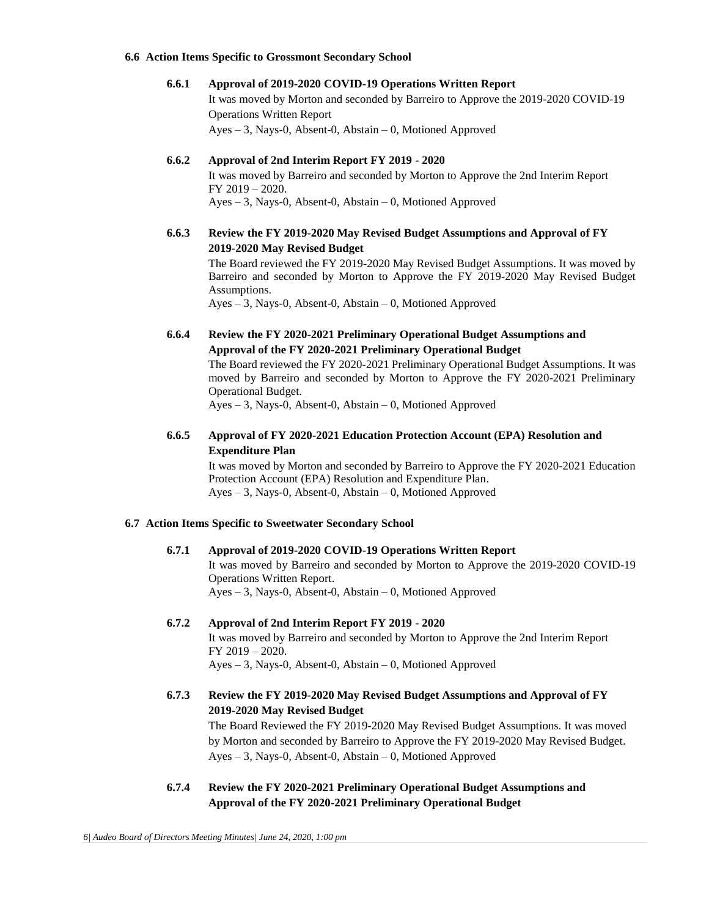### 6.6 Action Items Specific to Grossmont Secondary School

**6.6.1 Approval of 2019-2020 COVID-19 Operations Written Report**

It was moved by Morton and seconded by Barreiro to Approve the 2019-2020 COVID-19 Operations Written Report

Ayes – 3, Nays-0, Absent-0, Abstain – 0, Motioned Approved

**6.6.2 Approval of 2nd Interim Report FY 2019 - 2020**

It was moved by Barreiro and seconded by Morton to Approve the 2nd Interim Report FY 2019 – 2020.

Ayes – 3, Nays-0, Absent-0, Abstain – 0, Motioned Approved

**6.6.3 Review the FY 2019-2020 May Revised Budget Assumptions and Approval of FY 2019-2020 May Revised Budget**

The Board reviewed the FY 2019-2020 May Revised Budget Assumptions. It was moved by Barreiro and seconded by Morton to Approve the FY 2019-2020 May Revised Budget Assumptions.

Ayes – 3, Nays-0, Absent-0, Abstain – 0, Motioned Approved

**6.6.4 Review the FY 2020-2021 Preliminary Operational Budget Assumptions and Approval of the FY 2020-2021 Preliminary Operational Budget**

The Board reviewed the FY 2020-2021 Preliminary Operational Budget Assumptions. It was moved by Barreiro and seconded by Morton to Approve the FY 2020-2021 Preliminary Operational Budget.

Ayes – 3, Nays-0, Absent-0, Abstain – 0, Motioned Approved

**6.6.5 Approval of FY 2020-2021 Education Protection Account (EPA) Resolution and Expenditure Plan**

It was moved by Morton and seconded by Barreiro to Approve the FY 2020-2021 Education Protection Account (EPA) Resolution and Expenditure Plan.

Ayes – 3, Nays-0, Absent-0, Abstain – 0, Motioned Approved

### 6.7 Action Items Specific to Sweetwater Secondary School

**6.7.1 Approval of 2019-2020 COVID-19 Operations Written Report**

It was moved by Barreiro and seconded by Morton to Approve the 2019-2020 COVID-19 Operations Written Report.

Ayes – 3, Nays-0, Absent-0, Abstain – 0, Motioned Approved

**6.7.2 Approval of 2nd Interim Report FY 2019 - 2020**

It was moved by Barreiro and seconded by Morton to Approve the 2nd Interim Report FY 2019 – 2020.

Ayes – 3, Nays-0, Absent-0, Abstain – 0, Motioned Approved

**6.7.3 Review the FY 2019-2020 May Revised Budget Assumptions and Approval of FY 2019-2020 May Revised Budget**

The Board Reviewed the FY 2019-2020 May Revised Budget Assumptions. It was moved by Morton and seconded by Barreiro to Approve the FY 2019-2020 May Revised Budget.

Ayes – 3, Nays-0, Absent-0, Abstain – 0, Motioned Approved

**6.7.4 Review the FY 2020-2021 Preliminary Operational Budget Assumptions and Approval of the FY 2020-2021 Preliminary Operational Budget**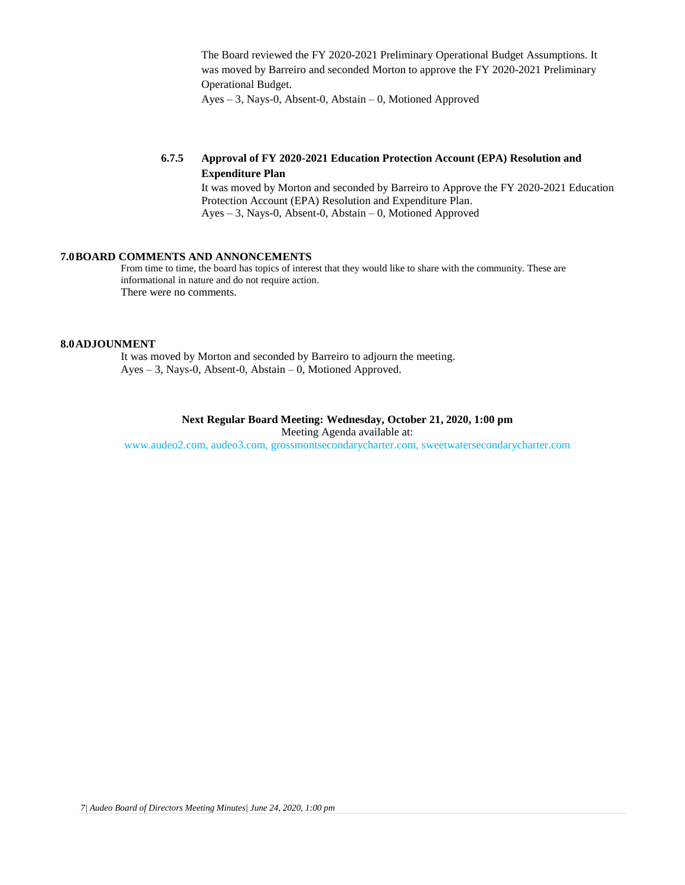The Board reviewed the FY 2020-2021 Preliminary Operational Budget Assumptions. It was moved by Barreiro and seconded Morton to approve the FY 2020-2021 Preliminary Operational Budget.

Ayes – 3, Nays-0, Absent-0, Abstain – 0, Motioned Approved

#### 6.7.5 Approval of FY 2020-2021 Education Protection Account (EPA) Resolution and Expenditure Plan

It was moved by Morton and seconded by Barreiro to Approve the FY 2020-2021 Education Protection Account (EPA) Resolution and Expenditure Plan.

Ayes – 3, Nays-0, Absent-0, Abstain – 0, Motioned Approved

## 7.0 BOARD COMMENTS AND ANNONCEMENTS

From time to time, the board has topics of interest that they would like to share with the community. These are informational in nature and do not require action.

There were no comments.

## 8.0 ADJOUNMENT

It was moved by Morton and seconded by Barreiro to adjourn the meeting.

Ayes – 3, Nays-0, Absent-0, Abstain – 0, Motioned Approved.

**Next Regular Board Meeting: Wednesday, October 21, 2020, 1:00 pm**

Meeting Agenda available at:

www.audeo2.com, audeo3.com, grossmontsecondarycharter.com, sweetwatersecondarycharter.com